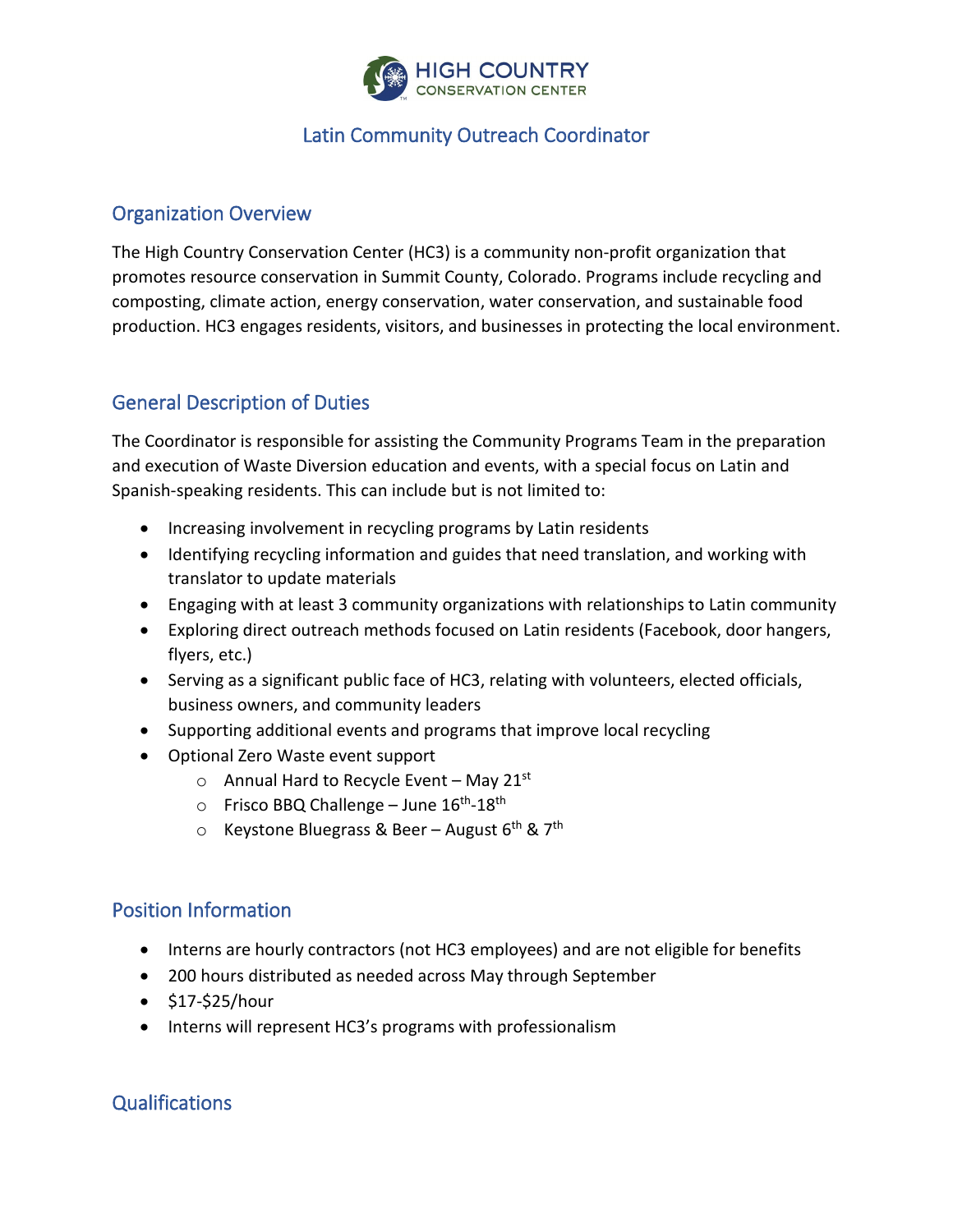HIGH COUNTRY
CONSERVATION CENTER

# Latin Community Outreach Coordinator

## Organization Overview

The High Country Conservation Center (HC3) is a community non-profit organization that promotes resource conservation in Summit County, Colorado. Programs include recycling and composting, climate action, energy conservation, water conservation, and sustainable food production. HC3 engages residents, visitors, and businesses in protecting the local environment.

## General Description of Duties

The Coordinator is responsible for assisting the Community Programs Team in the preparation and execution of Waste Diversion education and events, with a special focus on Latin and Spanish-speaking residents. This can include but is not limited to:

- Increasing involvement in recycling programs by Latin residents
- Identifying recycling information and guides that need translation, and working with translator to update materials
- Engaging with at least 3 community organizations with relationships to Latin community
- Exploring direct outreach methods focused on Latin residents (Facebook, door hangers, flyers, etc.)
- Serving as a significant public face of HC3, relating with volunteers, elected officials, business owners, and community leaders
- Supporting additional events and programs that improve local recycling
- Optional Zero Waste event support
  - Annual Hard to Recycle Event – May 21st
  - Frisco BBQ Challenge – June 16th-18th
  - Keystone Bluegrass & Beer – August 6th & 7th

## Position Information

- Interns are hourly contractors (not HC3 employees) and are not eligible for benefits
- 200 hours distributed as needed across May through September
- $17-$25/hour
- Interns will represent HC3's programs with professionalism

## Qualifications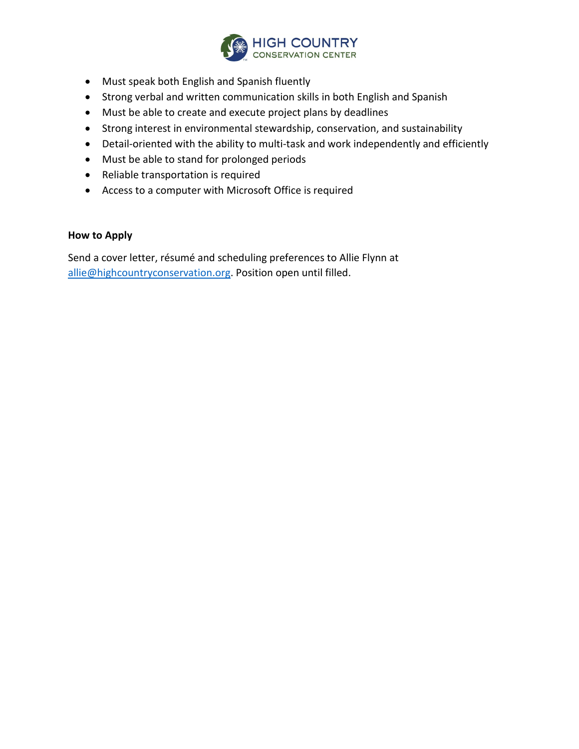- Must speak both English and Spanish fluently
- Strong verbal and written communication skills in both English and Spanish
- Must be able to create and execute project plans by deadlines
- Strong interest in environmental stewardship, conservation, and sustainability
- Detail-oriented with the ability to multi-task and work independently and efficiently
- Must be able to stand for prolonged periods
- Reliable transportation is required
- Access to a computer with Microsoft Office is required

**How to Apply**

Send a cover letter, résumé and scheduling preferences to Allie Flynn at allie@highcountryconservation.org. Position open until filled.